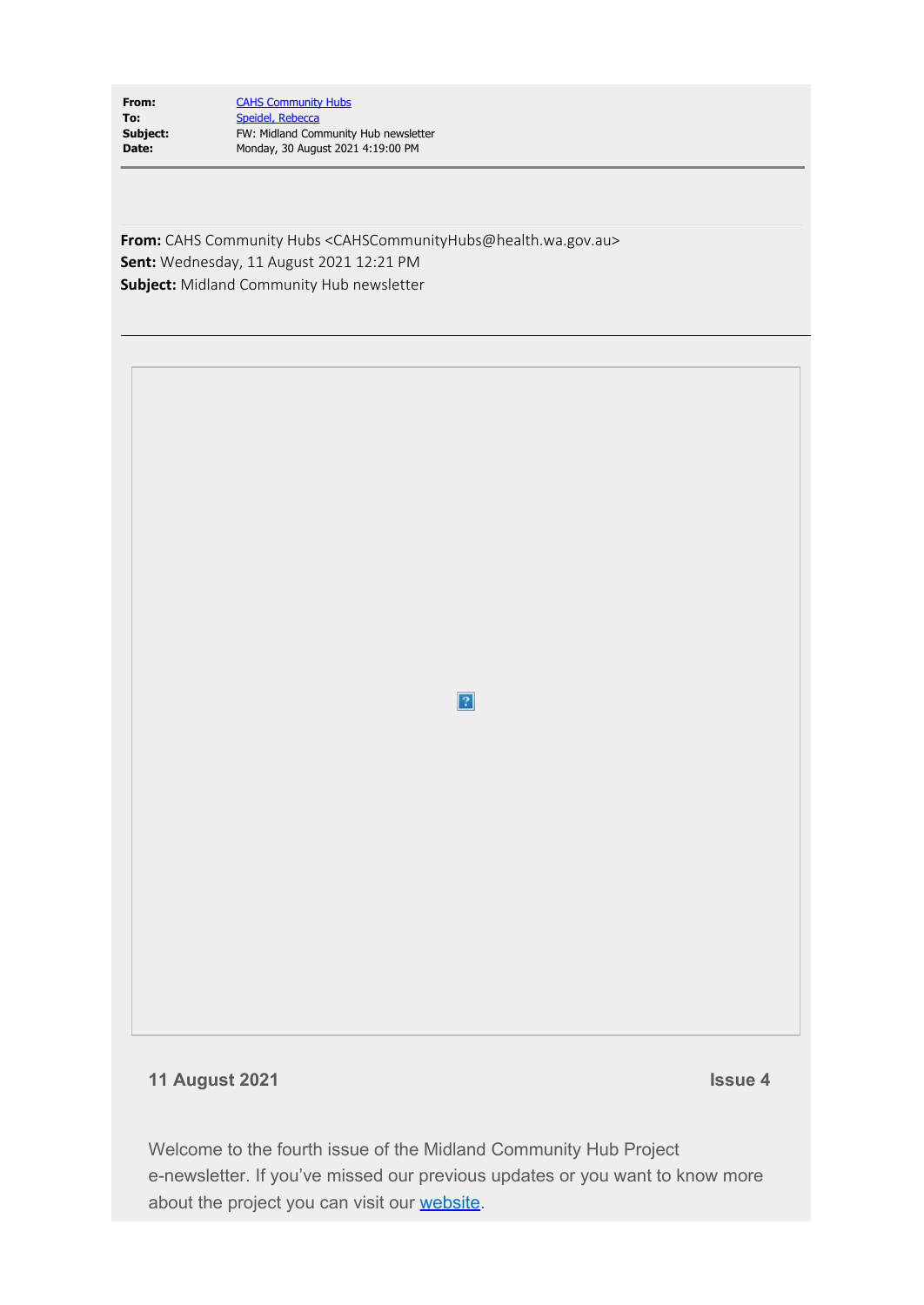**From:** CAHS Community Hubs
**To:** Speidel, Rebecca
**Subject:** FW: Midland Community Hub newsletter
**Date:** Monday, 30 August 2021 4:19:00 PM

**From:** CAHS Community Hubs <CAHSCommunityHubs@health.wa.gov.au>
**Sent:** Wednesday, 11 August 2021 12:21 PM
**Subject:** Midland Community Hub newsletter

---

**11 August 2021** **Issue 4**

Welcome to the fourth issue of the Midland Community Hub Project e-newsletter. If you've missed our previous updates or you want to know more about the project you can visit our website.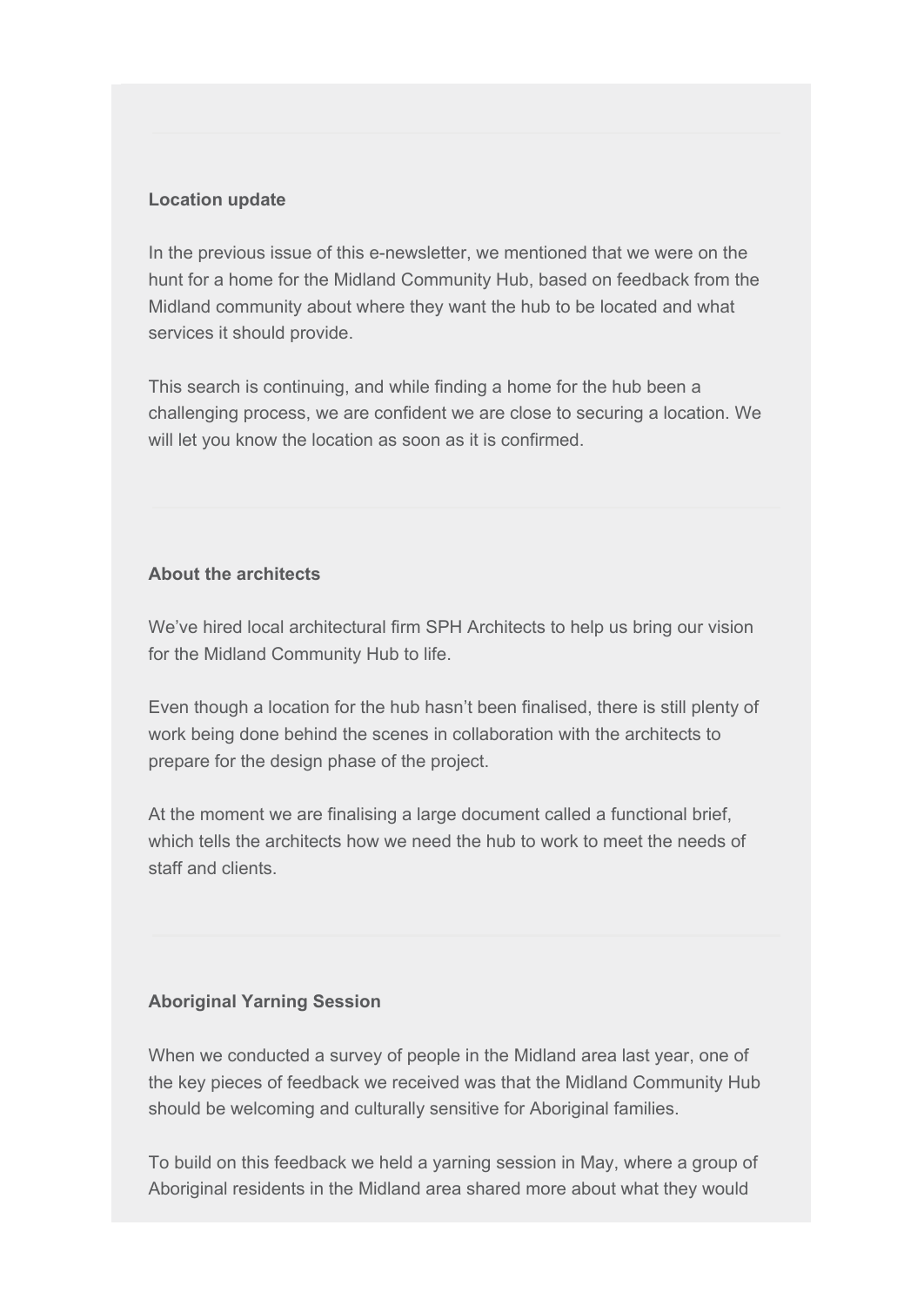**Location update**

In the previous issue of this e-newsletter, we mentioned that we were on the hunt for a home for the Midland Community Hub, based on feedback from the Midland community about where they want the hub to be located and what services it should provide.

This search is continuing, and while finding a home for the hub been a challenging process, we are confident we are close to securing a location. We will let you know the location as soon as it is confirmed.

**About the architects**

We've hired local architectural firm SPH Architects to help us bring our vision for the Midland Community Hub to life.

Even though a location for the hub hasn't been finalised, there is still plenty of work being done behind the scenes in collaboration with the architects to prepare for the design phase of the project.

At the moment we are finalising a large document called a functional brief, which tells the architects how we need the hub to work to meet the needs of staff and clients.

**Aboriginal Yarning Session**

When we conducted a survey of people in the Midland area last year, one of the key pieces of feedback we received was that the Midland Community Hub should be welcoming and culturally sensitive for Aboriginal families.

To build on this feedback we held a yarning session in May, where a group of Aboriginal residents in the Midland area shared more about what they would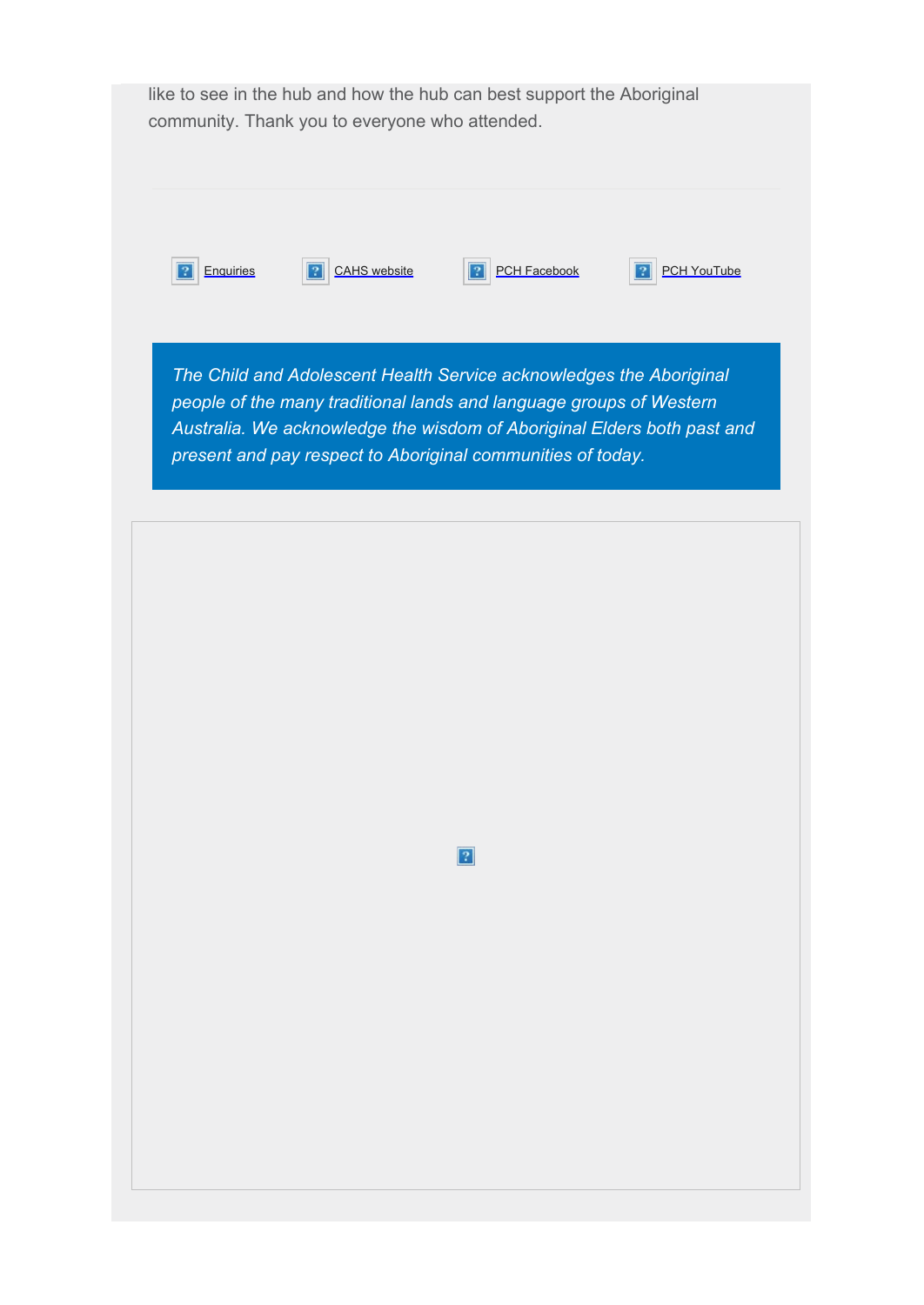like to see in the hub and how the hub can best support the Aboriginal community. Thank you to everyone who attended.

[Enquiries](#) [CAHS website](#) [PCH Facebook](#) [PCH YouTube](#)

*The Child and Adolescent Health Service acknowledges the Aboriginal people of the many traditional lands and language groups of Western Australia. We acknowledge the wisdom of Aboriginal Elders both past and present and pay respect to Aboriginal communities of today.*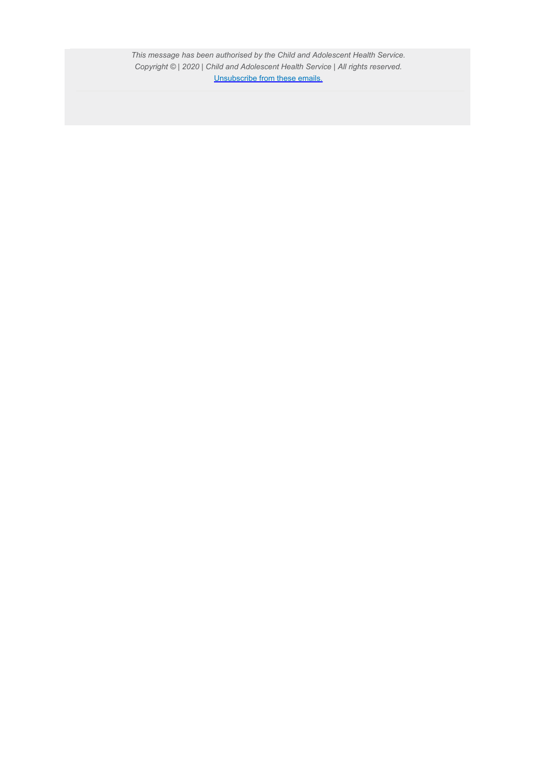*This message has been authorised by the Child and Adolescent Health Service.*
*Copyright © | 2020 | Child and Adolescent Health Service | All rights reserved.*
[Unsubscribe from these emails.]